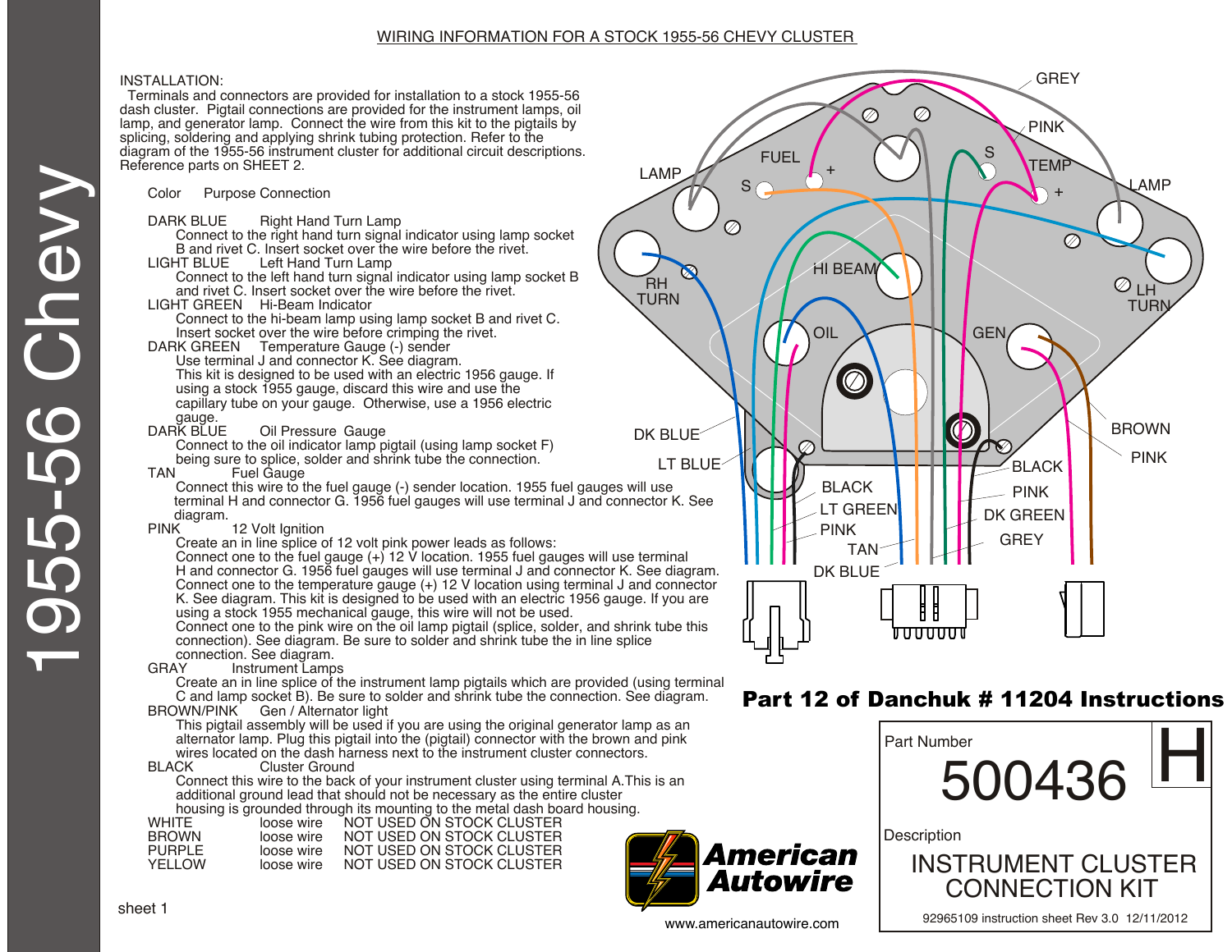# 1955-56 Chevy

## WIRING INFORMATION FOR A STOCK 1955-56 CHEVY CLUSTER

INSTALLATION:
Terminals and connectors are provided for installation to a stock 1955-56 dash cluster. Pigtail connections are provided for the instrument lamps, oil lamp, and generator lamp. Connect the wire from this kit to the pigtails by splicing, soldering and applying shrink tubing protection. Refer to the diagram of the 1955-56 instrument cluster for additional circuit descriptions. Reference parts on SHEET 2.

**Color — Purpose Connection**

**DARK BLUE** — Right Hand Turn Lamp
Connect to the right hand turn signal indicator using lamp socket B and rivet C. Insert socket over the wire before the rivet.

**LIGHT BLUE** — Left Hand Turn Lamp
Connect to the left hand turn signal indicator using lamp socket B and rivet C. Insert socket over the wire before the rivet.

**LIGHT GREEN** — Hi-Beam Indicator
Connect to the hi-beam lamp using lamp socket B and rivet C. Insert socket over the wire before crimping the rivet.

**DARK GREEN** — Temperature Gauge (-) sender
Use terminal J and connector K. See diagram.
This kit is designed to be used with an electric 1956 gauge. If using a stock 1955 gauge, discard this wire and use the capillary tube on your gauge. Otherwise, use a 1956 electric gauge.

**DARK BLUE** — Oil Pressure Gauge
Connect to the oil indicator lamp pigtail (using lamp socket F) being sure to splice, solder and shrink tube the connection.

**TAN** — Fuel Gauge
Connect this wire to the fuel gauge (-) sender location. 1955 fuel gauges will use terminal H and connector G. 1956 fuel gauges will use terminal J and connector K. See diagram.

**PINK** — 12 Volt Ignition
Create an in line splice of 12 volt pink power leads as follows:
Connect one to the fuel gauge (+) 12 V location. 1955 fuel gauges will use terminal H and connector G. 1956 fuel gauges will use terminal J and connector K. See diagram.
Connect one to the temperature gauge (+) 12 V location using terminal J and connector K. See diagram. This kit is designed to be used with an electric 1956 gauge. If you are using a stock 1955 mechanical gauge, this wire will not be used.
Connect one to the pink wire on the oil lamp pigtail (splice, solder, and shrink tube this connection). See diagram. Be sure to solder and shrink tube the in line splice connection. See diagram.

**GRAY** — Instrument Lamps
Create an in line splice of the instrument lamp pigtails which are provided (using terminal C and lamp socket B). Be sure to solder and shrink tube the connection. See diagram.

**BROWN/PINK** — Gen / Alternator light
This pigtail assembly will be used if you are using the original generator lamp as an alternator lamp. Plug this pigtail into the (pigtail) connector with the brown and pink wires located on the dash harness next to the instrument cluster connectors.

**BLACK** — Cluster Ground
Connect this wire to the back of your instrument cluster using terminal A. This is an additional ground lead that should not be necessary as the entire cluster housing is grounded through its mounting to the metal dash board housing.

| | | |
|---|---|---|
| WHITE | loose wire | NOT USED ON STOCK CLUSTER |
| BROWN | loose wire | NOT USED ON STOCK CLUSTER |
| PURPLE | loose wire | NOT USED ON STOCK CLUSTER |
| YELLOW | loose wire | NOT USED ON STOCK CLUSTER |

sheet 1

GREY, PINK, FUEL, S, +, LAMP, S, TEMP, +, LAMP, RH TURN, HI BEAM, LH TURN, OIL, GEN, DK BLUE, LT BLUE, BROWN, PINK, BLACK, BLACK, LT GREEN, PINK, PINK, DK GREEN, TAN, GREY, DK BLUE

**Part 12 of Danchuk # 11204 Instructions**

American Autowire

www.americanautowire.com

Part Number
**500436** H

Description
INSTRUMENT CLUSTER CONNECTION KIT

92965109 instruction sheet Rev 3.0 12/11/2012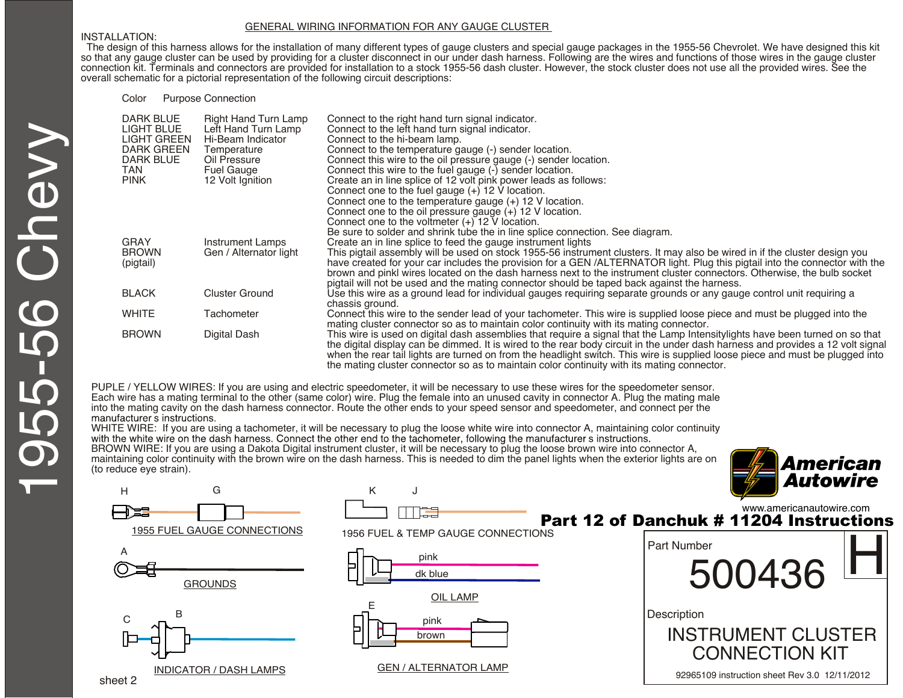## GENERAL WIRING INFORMATION FOR ANY GAUGE CLUSTER

INSTALLATION:
The design of this harness allows for the installation of many different types of gauge clusters and special gauge packages in the 1955-56 Chevrolet. We have designed this kit so that any gauge cluster can be used by providing for a cluster disconnect in our under dash harness. Following are the wires and functions of those wires in the gauge cluster connection kit. Terminals and connectors are provided for installation to a stock 1955-56 dash cluster. However, the stock cluster does not use all the provided wires. See the overall schematic for a pictorial representation of the following circuit descriptions:

| Color | Purpose | Connection |
|---|---|---|
| DARK BLUE | Right Hand Turn Lamp | Connect to the right hand turn signal indicator. |
| LIGHT BLUE | Left Hand Turn Lamp | Connect to the left hand turn signal indicator. |
| LIGHT GREEN | Hi-Beam Indicator | Connect to the hi-beam lamp. |
| DARK GREEN | Temperature | Connect to the temperature gauge (-) sender location. |
| DARK BLUE | Oil Pressure | Connect this wire to the oil pressure gauge (-) sender location. |
| TAN | Fuel Gauge | Connect this wire to the fuel gauge (-) sender location. |
| PINK | 12 Volt Ignition | Create an in line splice of 12 volt pink power leads as follows: Connect one to the fuel gauge (+) 12 V location. Connect one to the temperature gauge (+) 12 V location. Connect one to the oil pressure gauge (+) 12 V location. Connect one to the voltmeter (+) 12 V location. Be sure to solder and shrink tube the in line splice connection. See diagram. |
| GRAY | Instrument Lamps | Create an in line splice to feed the gauge instrument lights |
| BROWN (pigtail) | Gen / Alternator light | This pigtail assembly will be used on stock 1955-56 instrument clusters. It may also be wired in if the cluster design you have created for your car includes the provision for a GEN /ALTERNATOR light. Plug this pigtail into the connector with the brown and pinkl wires located on the dash harness next to the instrument cluster connectors. Otherwise, the bulb socket pigtail will not be used and the mating connector should be taped back against the harness. |
| BLACK | Cluster Ground | Use this wire as a ground lead for individual gauges requiring separate grounds or any gauge control unit requiring a chassis ground. |
| WHITE | Tachometer | Connect this wire to the sender lead of your tachometer. This wire is supplied loose piece and must be plugged into the mating cluster connector so as to maintain color continuity with its mating connector. |
| BROWN | Digital Dash | This wire is used on digital dash assemblies that require a signal that the Lamp Intensitylights have been turned on so that the digital display can be dimmed. It is wired to the rear body circuit in the under dash harness and provides a 12 volt signal when the rear tail lights are turned on from the headlight switch. This wire is supplied loose piece and must be plugged into the mating cluster connector so as to maintain color continuity with its mating connector. |

PUPLE / YELLOW WIRES: If you are using and electric speedometer, it will be necessary to use these wires for the speedometer sensor. Each wire has a mating terminal to the other (same color) wire. Plug the female into an unused cavity in connector A. Plug the mating male into the mating cavity on the dash harness connector. Route the other ends to your speed sensor and speedometer, and connect per the manufacturer s instructions.

WHITE WIRE: If you are using a tachometer, it will be necessary to plug the loose white wire into connector A, maintaining color continuity with the white wire on the dash harness. Connect the other end to the tachometer, following the manufacturer s instructions.

BROWN WIRE: If you are using a Dakota Digital instrument cluster, it will be necessary to plug the loose brown wire into connector A, maintaining color continuity with the brown wire on the dash harness. This is needed to dim the panel lights when the exterior lights are on (to reduce eye strain).

H G

1955 FUEL GAUGE CONNECTIONS

A

GROUNDS

C B

INDICATOR / DASH LAMPS

K J

1956 FUEL & TEMP GAUGE CONNECTIONS

pink
dk blue

OIL LAMP

E

pink
brown

GEN / ALTERNATOR LAMP

sheet 2

American Autowire
www.americanautowire.com

**Part 12 of Danchuk # 11204 Instructions**

Part Number 500436 H

Description
INSTRUMENT CLUSTER CONNECTION KIT

92965109 instruction sheet Rev 3.0 12/11/2012

1955-56 Chevy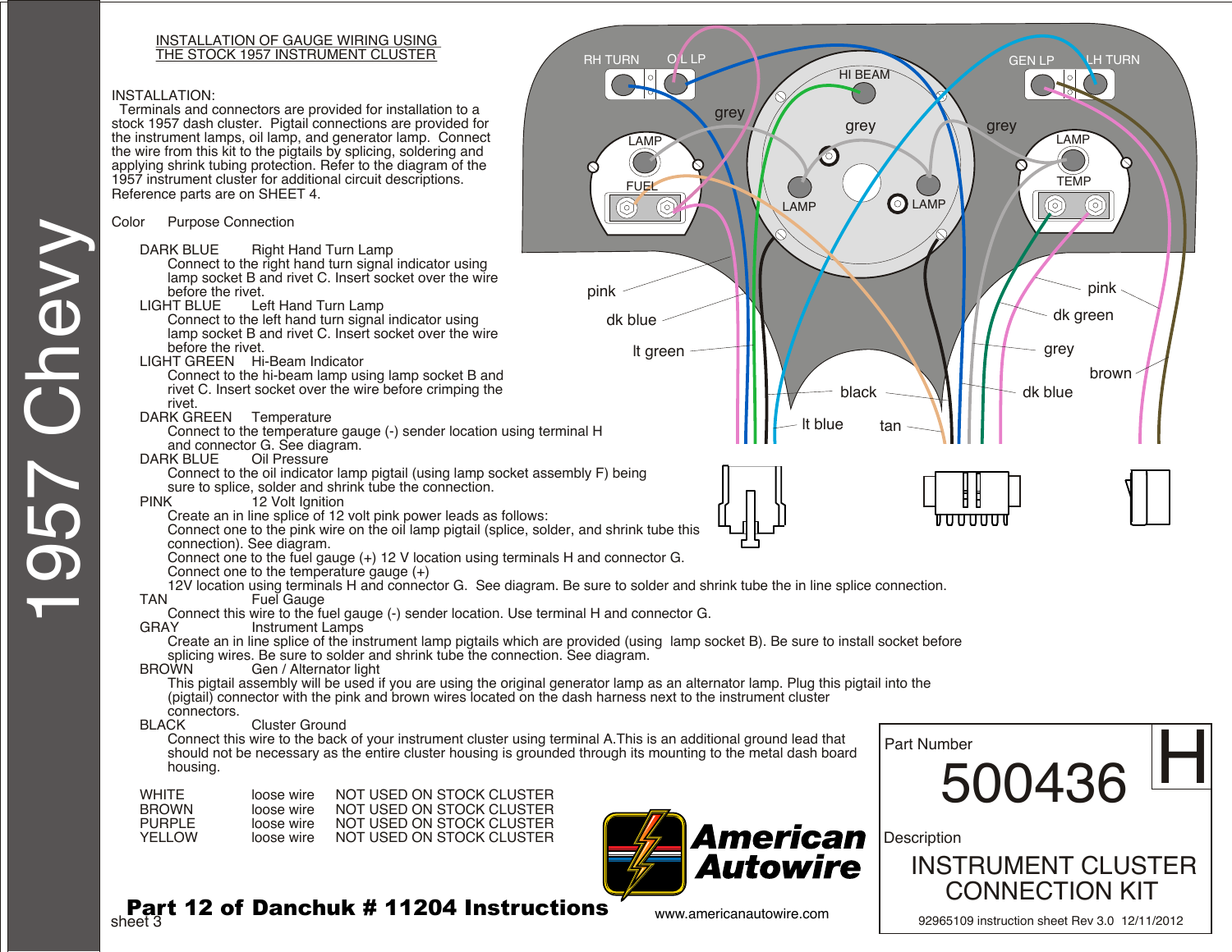# 1957 Chevy

## INSTALLATION OF GAUGE WIRING USING THE STOCK 1957 INSTRUMENT CLUSTER

INSTALLATION:
Terminals and connectors are provided for installation to a stock 1957 dash cluster. Pigtail connections are provided for the instrument lamps, oil lamp, and generator lamp. Connect the wire from this kit to the pigtails by splicing, soldering and applying shrink tubing protection. Refer to the diagram of the 1957 instrument cluster for additional circuit descriptions. Reference parts are on SHEET 4.

Color Purpose Connection

**DARK BLUE** Right Hand Turn Lamp
Connect to the right hand turn signal indicator using lamp socket B and rivet C. Insert socket over the wire before the rivet.

**LIGHT BLUE** Left Hand Turn Lamp
Connect to the left hand turn signal indicator using lamp socket B and rivet C. Insert socket over the wire before the rivet.

**LIGHT GREEN** Hi-Beam Indicator
Connect to the hi-beam lamp using lamp socket B and rivet C. Insert socket over the wire before crimping the rivet.

**DARK GREEN** Temperature
Connect to the temperature gauge (-) sender location using terminal H and connector G. See diagram.

**DARK BLUE** Oil Pressure
Connect to the oil indicator lamp pigtail (using lamp socket assembly F) being sure to splice, solder and shrink tube the connection.

**PINK** 12 Volt Ignition
Create an in line splice of 12 volt pink power leads as follows:
Connect one to the pink wire on the oil lamp pigtail (splice, solder, and shrink tube this connection). See diagram.
Connect one to the fuel gauge (+) 12 V location using terminals H and connector G.
Connect one to the temperature gauge (+) 12V location using terminals H and connector G. See diagram. Be sure to solder and shrink tube the in line splice connection.

**TAN** Fuel Gauge
Connect this wire to the fuel gauge (-) sender location. Use terminal H and connector G.

**GRAY** Instrument Lamps
Create an in line splice of the instrument lamp pigtails which are provided (using lamp socket B). Be sure to install socket before splicing wires. Be sure to solder and shrink tube the connection. See diagram.

**BROWN** Gen / Alternator light
This pigtail assembly will be used if you are using the original generator lamp as an alternator lamp. Plug this pigtail into the (pigtail) connector with the pink and brown wires located on the dash harness next to the instrument cluster connectors.

**BLACK** Cluster Ground
Connect this wire to the back of your instrument cluster using terminal A.This is an additional ground lead that should not be necessary as the entire cluster housing is grounded through its mounting to the metal dash board housing.

| | | |
|---|---|---|
| WHITE | loose wire | NOT USED ON STOCK CLUSTER |
| BROWN | loose wire | NOT USED ON STOCK CLUSTER |
| PURPLE | loose wire | NOT USED ON STOCK CLUSTER |
| YELLOW | loose wire | NOT USED ON STOCK CLUSTER |

Diagram labels: RH TURN, OIL LP, HI BEAM, GEN LP, LH TURN, LAMP, FUEL, LAMP, LAMP, LAMP, TEMP, grey, grey, grey, pink, dk blue, lt green, black, lt blue, tan, pink, dk green, grey, brown, dk blue

**Part 12 of Danchuk # 11204 Instructions**

American Autowire
www.americanautowire.com

Part Number **500436** H

Description
INSTRUMENT CLUSTER CONNECTION KIT

92965109 instruction sheet Rev 3.0 12/11/2012

sheet 3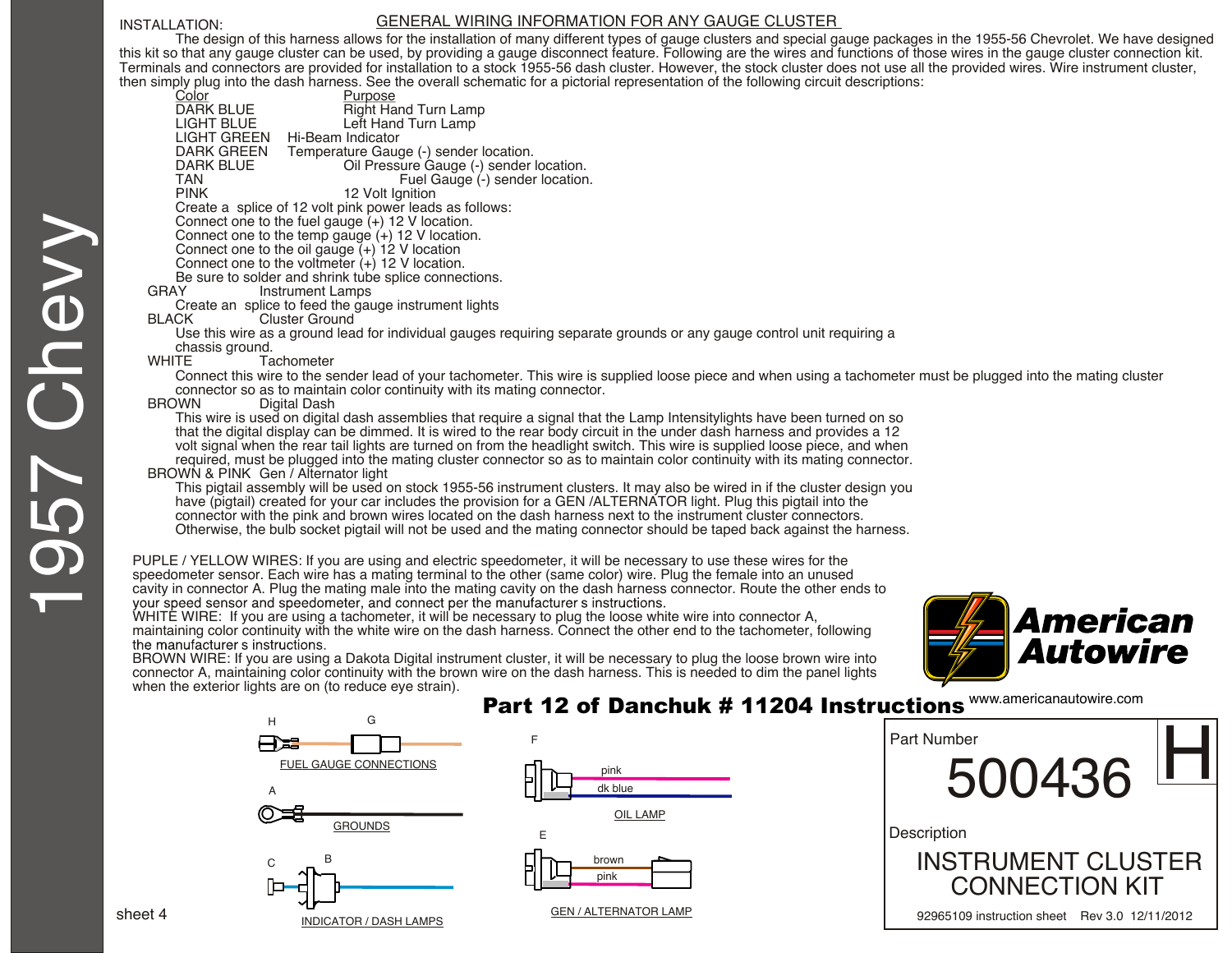1957 Chevy

INSTALLATION:

## GENERAL WIRING INFORMATION FOR ANY GAUGE CLUSTER

The design of this harness allows for the installation of many different types of gauge clusters and special gauge packages in the 1955-56 Chevrolet. We have designed this kit so that any gauge cluster can be used, by providing a gauge disconnect feature. Following are the wires and functions of those wires in the gauge cluster connection kit. Terminals and connectors are provided for installation to a stock 1955-56 dash cluster. However, the stock cluster does not use all the provided wires. Wire instrument cluster, then simply plug into the dash harness. See the overall schematic for a pictorial representation of the following circuit descriptions:

| Color | Purpose |
| --- | --- |
| DARK BLUE | Right Hand Turn Lamp |
| LIGHT BLUE | Left Hand Turn Lamp |
| LIGHT GREEN | Hi-Beam Indicator |
| DARK GREEN | Temperature Gauge (-) sender location. |
| DARK BLUE | Oil Pressure Gauge (-) sender location. |
| TAN | Fuel Gauge (-) sender location. |
| PINK | 12 Volt Ignition |

Create a splice of 12 volt pink power leads as follows:
Connect one to the fuel gauge (+) 12 V location.
Connect one to the temp gauge (+) 12 V location.
Connect one to the oil gauge (+) 12 V location
Connect one to the voltmeter (+) 12 V location.
Be sure to solder and shrink tube splice connections.

GRAY Instrument Lamps
Create an splice to feed the gauge instrument lights

BLACK Cluster Ground
Use this wire as a ground lead for individual gauges requiring separate grounds or any gauge control unit requiring a chassis ground.

WHITE Tachometer
Connect this wire to the sender lead of your tachometer. This wire is supplied loose piece and when using a tachometer must be plugged into the mating cluster connector so as to maintain color continuity with its mating connector.

BROWN Digital Dash
This wire is used on digital dash assemblies that require a signal that the Lamp Intensitylights have been turned on so that the digital display can be dimmed. It is wired to the rear body circuit in the under dash harness and provides a 12 volt signal when the rear tail lights are turned on from the headlight switch. This wire is supplied loose piece, and when required, must be plugged into the mating cluster connector so as to maintain color continuity with its mating connector.

BROWN & PINK Gen / Alternator light
This pigtail assembly will be used on stock 1955-56 instrument clusters. It may also be wired in if the cluster design you have (pigtail) created for your car includes the provision for a GEN /ALTERNATOR light. Plug this pigtail into the connector with the pink and brown wires located on the dash harness next to the instrument cluster connectors. Otherwise, the bulb socket pigtail will not be used and the mating connector should be taped back against the harness.

PUPLE / YELLOW WIRES: If you are using and electric speedometer, it will be necessary to use these wires for the speedometer sensor. Each wire has a mating terminal to the other (same color) wire. Plug the female into an unused cavity in connector A. Plug the mating male into the mating cavity on the dash harness connector. Route the other ends to your speed sensor and speedometer, and connect per the manufacturer s instructions.
WHITE WIRE: If you are using a tachometer, it will be necessary to plug the loose white wire into connector A, maintaining color continuity with the white wire on the dash harness. Connect the other end to the tachometer, following the manufacturer s instructions.
BROWN WIRE: If you are using a Dakota Digital instrument cluster, it will be necessary to plug the loose brown wire into connector A, maintaining color continuity with the brown wire on the dash harness. This is needed to dim the panel lights when the exterior lights are on (to reduce eye strain).

American Autowire
www.americanautowire.com

**Part 12 of Danchuk # 11204 Instructions**

H G
FUEL GAUGE CONNECTIONS

A
GROUNDS

C B
INDICATOR / DASH LAMPS

F
pink
dk blue
OIL LAMP

E
brown
pink
GEN / ALTERNATOR LAMP

sheet 4

Part Number
500436 H

Description
INSTRUMENT CLUSTER CONNECTION KIT

92965109 instruction sheet Rev 3.0 12/11/2012